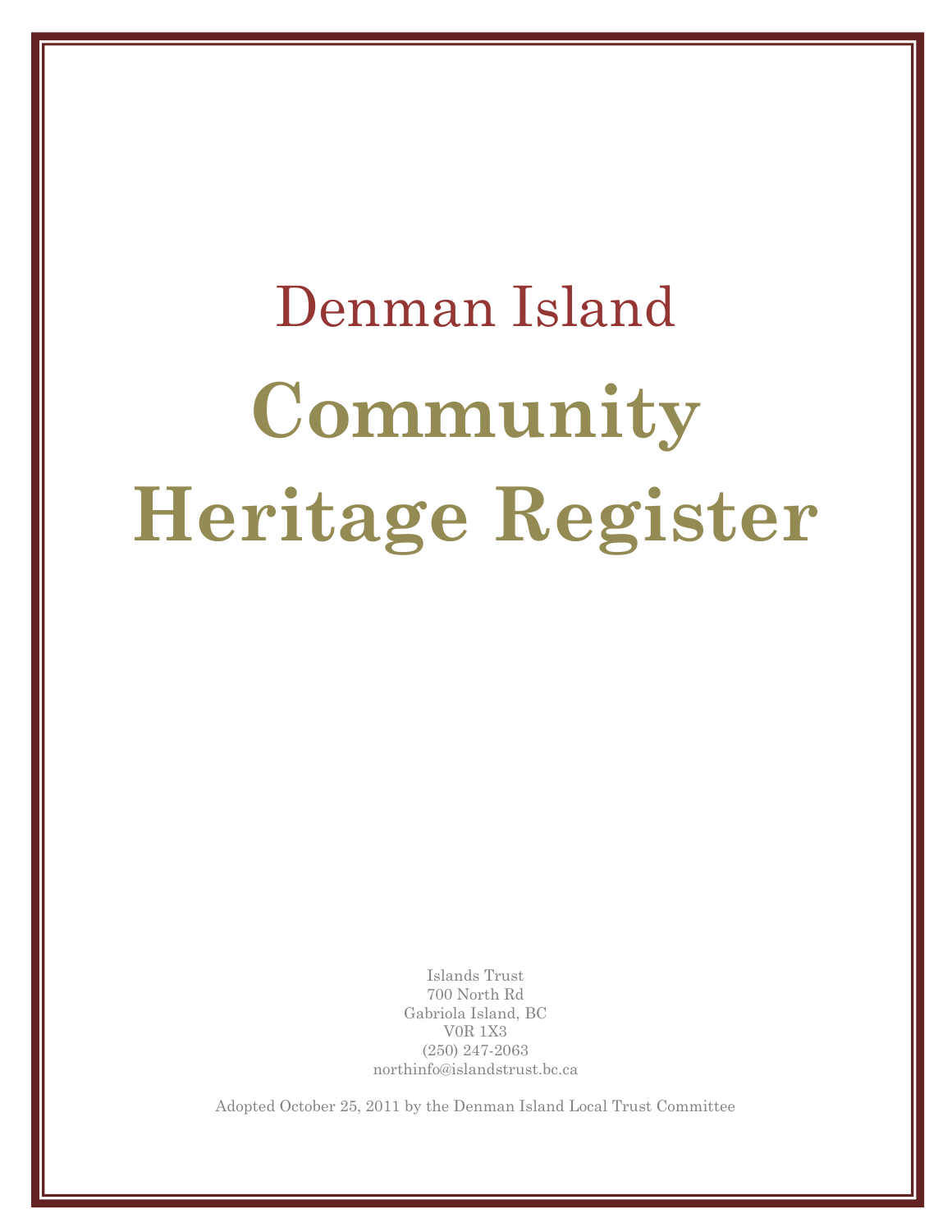# Denman Island

# Community Heritage Register

Islands Trust
700 North Rd
Gabriola Island, BC
V0R 1X3
(250) 247-2063
northinfo@islandstrust.bc.ca

Adopted October 25, 2011 by the Denman Island Local Trust Committee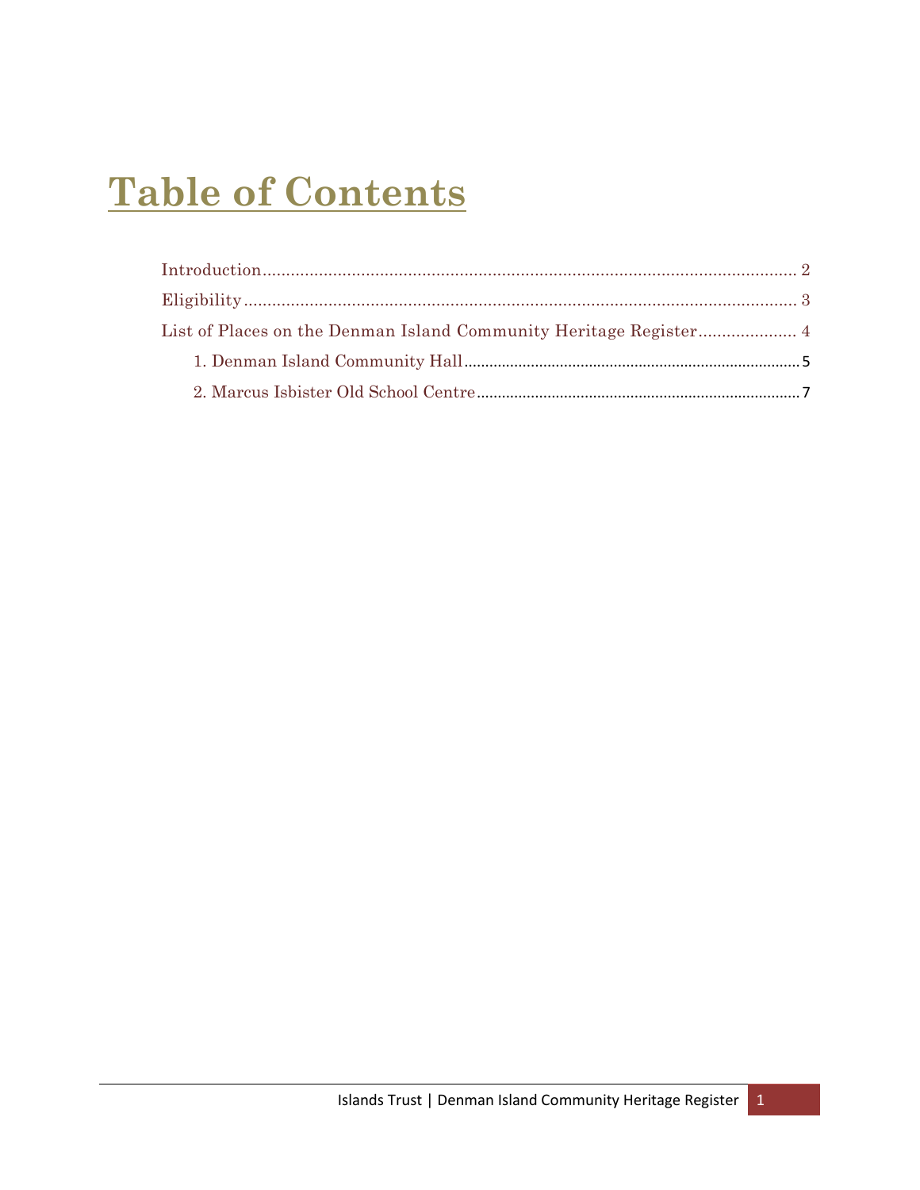# Table of Contents

Introduction ........................................................................................................... 2

Eligibility ............................................................................................................... 3

List of Places on the Denman Island Community Heritage Register ..................... 4

- 1. Denman Island Community Hall ........................................................................ 5
- 2. Marcus Isbister Old School Centre .................................................................... 7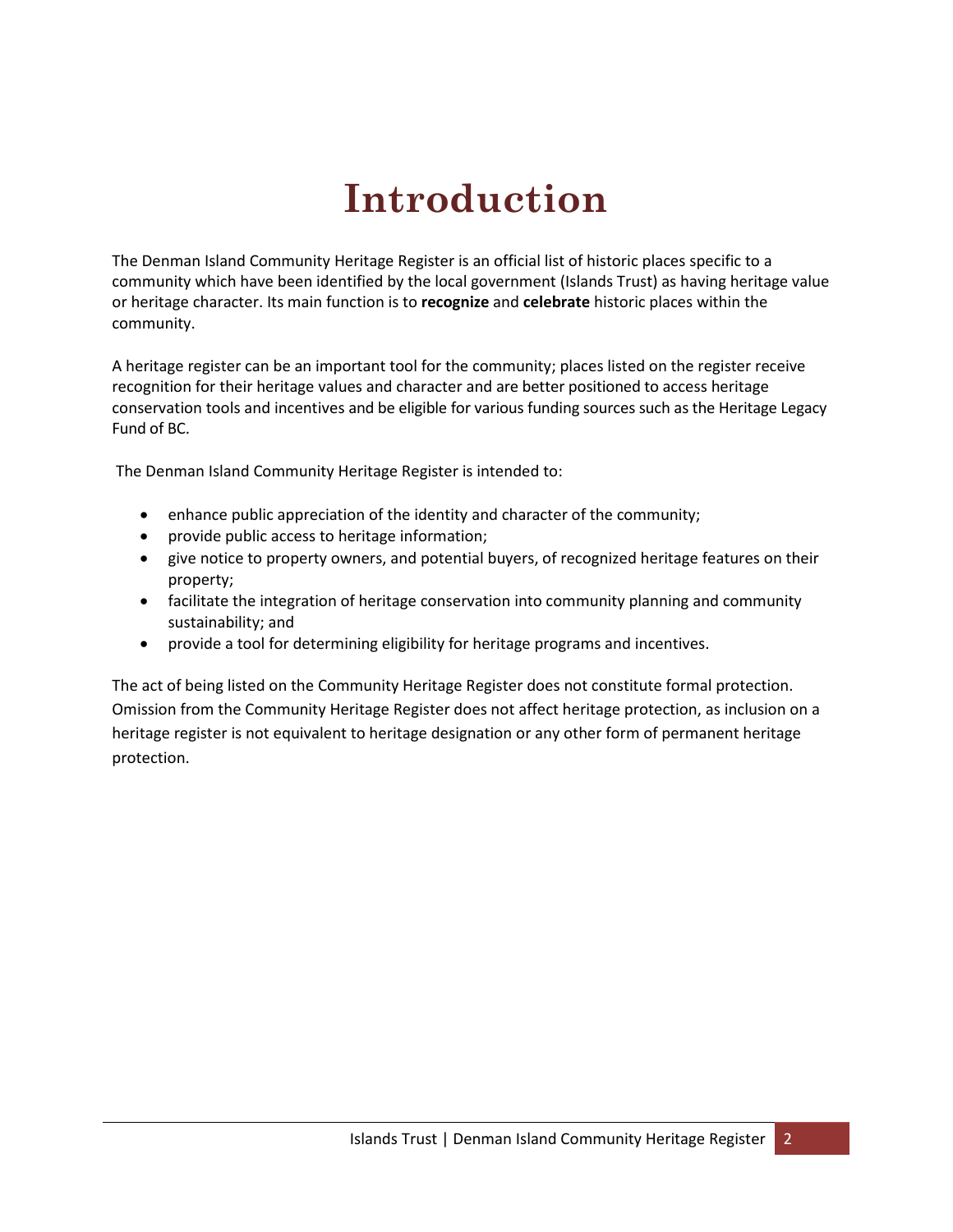# Introduction

The Denman Island Community Heritage Register is an official list of historic places specific to a community which have been identified by the local government (Islands Trust) as having heritage value or heritage character. Its main function is to **recognize** and **celebrate** historic places within the community.

A heritage register can be an important tool for the community; places listed on the register receive recognition for their heritage values and character and are better positioned to access heritage conservation tools and incentives and be eligible for various funding sources such as the Heritage Legacy Fund of BC.

The Denman Island Community Heritage Register is intended to:

- enhance public appreciation of the identity and character of the community;
- provide public access to heritage information;
- give notice to property owners, and potential buyers, of recognized heritage features on their property;
- facilitate the integration of heritage conservation into community planning and community sustainability; and
- provide a tool for determining eligibility for heritage programs and incentives.

The act of being listed on the Community Heritage Register does not constitute formal protection. Omission from the Community Heritage Register does not affect heritage protection, as inclusion on a heritage register is not equivalent to heritage designation or any other form of permanent heritage protection.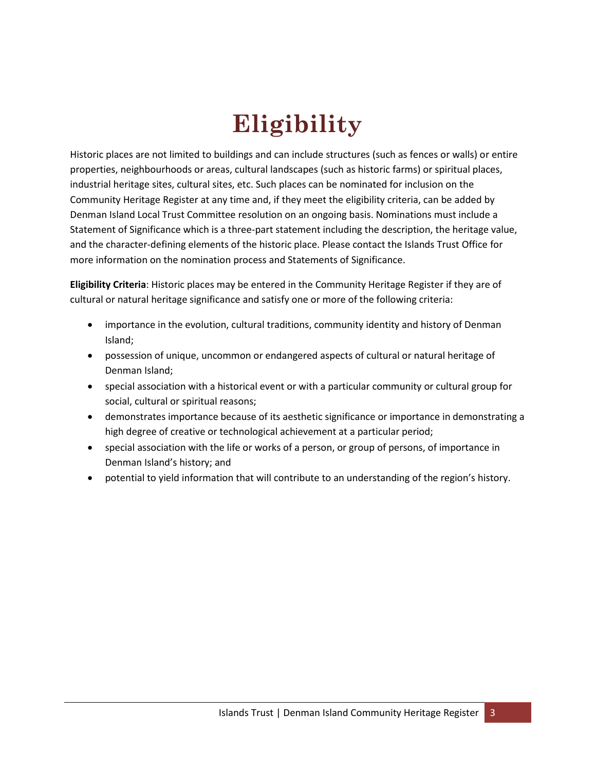# Eligibility

Historic places are not limited to buildings and can include structures (such as fences or walls) or entire properties, neighbourhoods or areas, cultural landscapes (such as historic farms) or spiritual places, industrial heritage sites, cultural sites, etc. Such places can be nominated for inclusion on the Community Heritage Register at any time and, if they meet the eligibility criteria, can be added by Denman Island Local Trust Committee resolution on an ongoing basis. Nominations must include a Statement of Significance which is a three-part statement including the description, the heritage value, and the character-defining elements of the historic place. Please contact the Islands Trust Office for more information on the nomination process and Statements of Significance.

**Eligibility Criteria**: Historic places may be entered in the Community Heritage Register if they are of cultural or natural heritage significance and satisfy one or more of the following criteria:

- importance in the evolution, cultural traditions, community identity and history of Denman Island;
- possession of unique, uncommon or endangered aspects of cultural or natural heritage of Denman Island;
- special association with a historical event or with a particular community or cultural group for social, cultural or spiritual reasons;
- demonstrates importance because of its aesthetic significance or importance in demonstrating a high degree of creative or technological achievement at a particular period;
- special association with the life or works of a person, or group of persons, of importance in Denman Island's history; and
- potential to yield information that will contribute to an understanding of the region's history.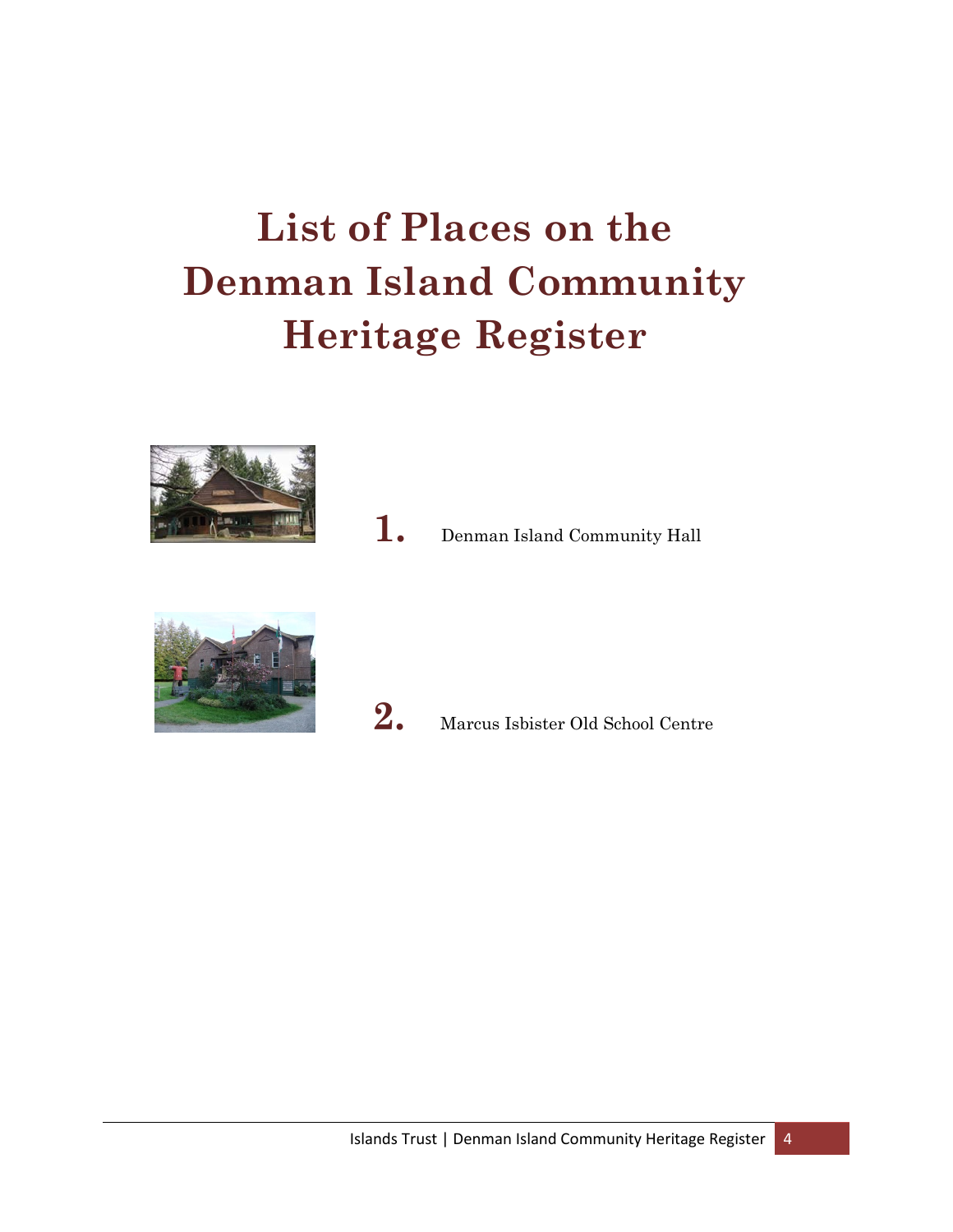# List of Places on the Denman Island Community Heritage Register

**1.** Denman Island Community Hall

**2.** Marcus Isbister Old School Centre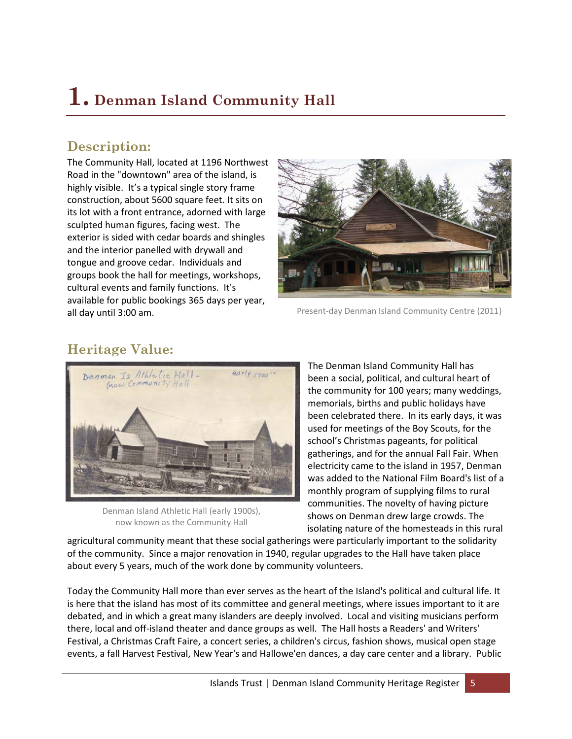# 1. Denman Island Community Hall

## Description:

The Community Hall, located at 1196 Northwest Road in the "downtown" area of the island, is highly visible. It's a typical single story frame construction, about 5600 square feet. It sits on its lot with a front entrance, adorned with large sculpted human figures, facing west. The exterior is sided with cedar boards and shingles and the interior panelled with drywall and tongue and groove cedar. Individuals and groups book the hall for meetings, workshops, cultural events and family functions. It's available for public bookings 365 days per year, all day until 3:00 am.

Present-day Denman Island Community Centre (2011)

## Heritage Value:

Denman Island Athletic Hall (early 1900s), now known as the Community Hall

The Denman Island Community Hall has been a social, political, and cultural heart of the community for 100 years; many weddings, memorials, births and public holidays have been celebrated there. In its early days, it was used for meetings of the Boy Scouts, for the school's Christmas pageants, for political gatherings, and for the annual Fall Fair. When electricity came to the island in 1957, Denman was added to the National Film Board's list of a monthly program of supplying films to rural communities. The novelty of having picture shows on Denman drew large crowds. The isolating nature of the homesteads in this rural agricultural community meant that these social gatherings were particularly important to the solidarity of the community. Since a major renovation in 1940, regular upgrades to the Hall have taken place about every 5 years, much of the work done by community volunteers.

Today the Community Hall more than ever serves as the heart of the Island's political and cultural life. It is here that the island has most of its committee and general meetings, where issues important to it are debated, and in which a great many islanders are deeply involved. Local and visiting musicians perform there, local and off-island theater and dance groups as well. The Hall hosts a Readers' and Writers' Festival, a Christmas Craft Faire, a concert series, a children's circus, fashion shows, musical open stage events, a fall Harvest Festival, New Year's and Hallowe'en dances, a day care center and a library. Public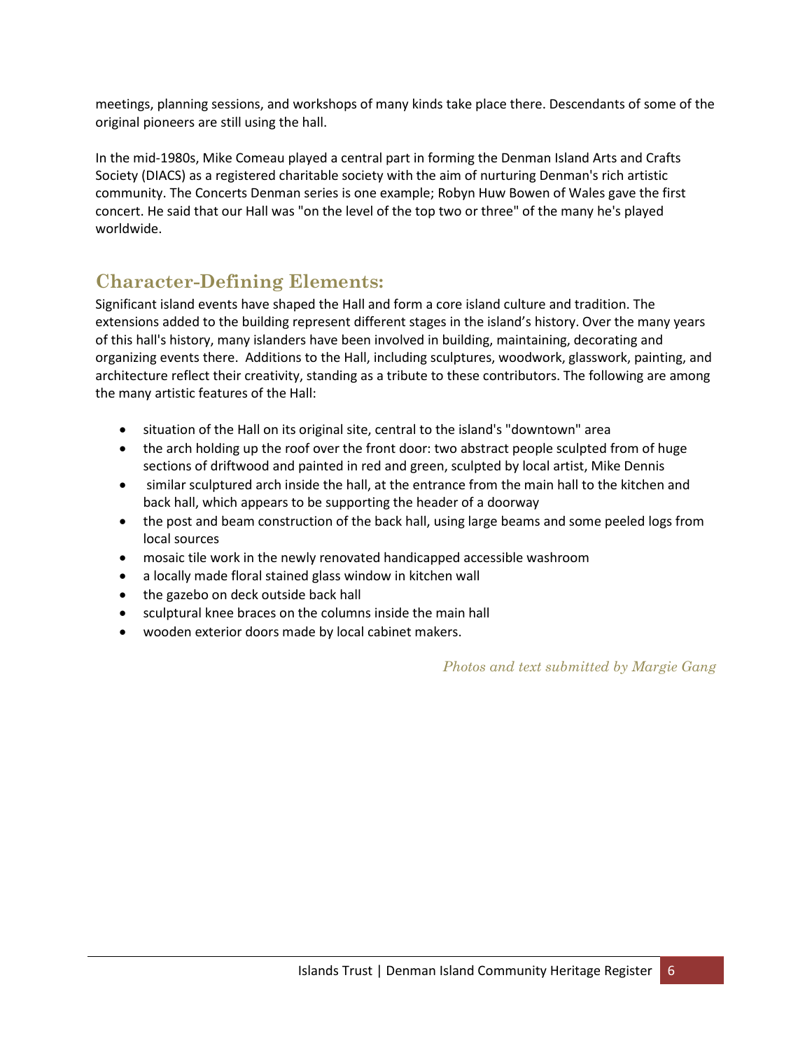meetings, planning sessions, and workshops of many kinds take place there. Descendants of some of the original pioneers are still using the hall.

In the mid-1980s, Mike Comeau played a central part in forming the Denman Island Arts and Crafts Society (DIACS) as a registered charitable society with the aim of nurturing Denman's rich artistic community. The Concerts Denman series is one example; Robyn Huw Bowen of Wales gave the first concert. He said that our Hall was "on the level of the top two or three" of the many he's played worldwide.

## Character-Defining Elements:

Significant island events have shaped the Hall and form a core island culture and tradition. The extensions added to the building represent different stages in the island's history. Over the many years of this hall's history, many islanders have been involved in building, maintaining, decorating and organizing events there. Additions to the Hall, including sculptures, woodwork, glasswork, painting, and architecture reflect their creativity, standing as a tribute to these contributors. The following are among the many artistic features of the Hall:

- situation of the Hall on its original site, central to the island's "downtown" area
- the arch holding up the roof over the front door: two abstract people sculpted from of huge sections of driftwood and painted in red and green, sculpted by local artist, Mike Dennis
- similar sculptured arch inside the hall, at the entrance from the main hall to the kitchen and back hall, which appears to be supporting the header of a doorway
- the post and beam construction of the back hall, using large beams and some peeled logs from local sources
- mosaic tile work in the newly renovated handicapped accessible washroom
- a locally made floral stained glass window in kitchen wall
- the gazebo on deck outside back hall
- sculptural knee braces on the columns inside the main hall
- wooden exterior doors made by local cabinet makers.

*Photos and text submitted by Margie Gang*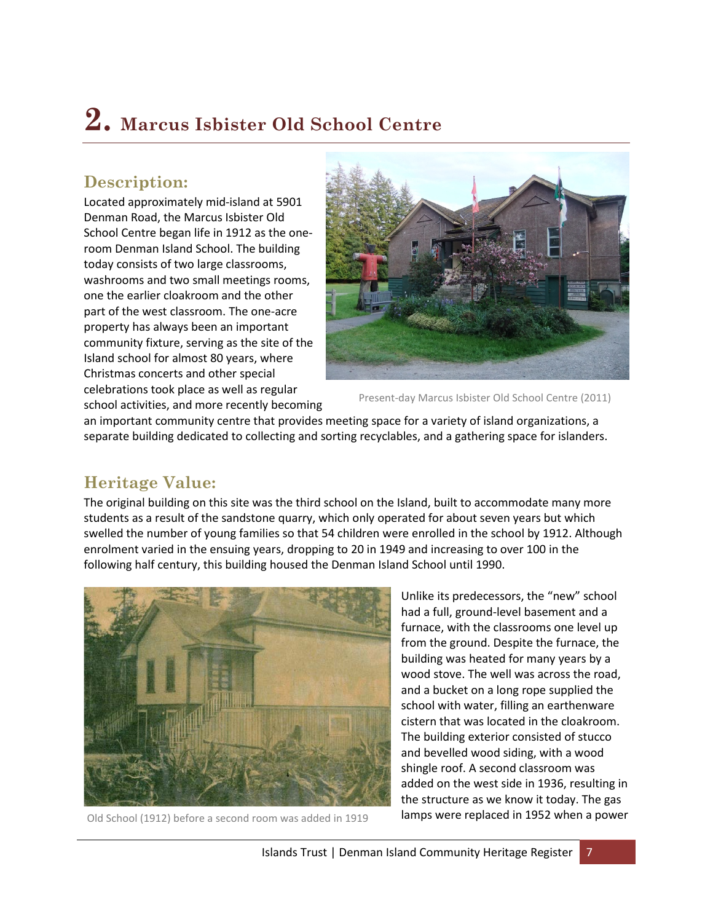# 2. Marcus Isbister Old School Centre

## Description:

Located approximately mid-island at 5901 Denman Road, the Marcus Isbister Old School Centre began life in 1912 as the one-room Denman Island School. The building today consists of two large classrooms, washrooms and two small meetings rooms, one the earlier cloakroom and the other part of the west classroom. The one-acre property has always been an important community fixture, serving as the site of the Island school for almost 80 years, where Christmas concerts and other special celebrations took place as well as regular school activities, and more recently becoming an important community centre that provides meeting space for a variety of island organizations, a separate building dedicated to collecting and sorting recyclables, and a gathering space for islanders.

Present-day Marcus Isbister Old School Centre (2011)

## Heritage Value:

The original building on this site was the third school on the Island, built to accommodate many more students as a result of the sandstone quarry, which only operated for about seven years but which swelled the number of young families so that 54 children were enrolled in the school by 1912. Although enrolment varied in the ensuing years, dropping to 20 in 1949 and increasing to over 100 in the following half century, this building housed the Denman Island School until 1990.

Old School (1912) before a second room was added in 1919

Unlike its predecessors, the "new" school had a full, ground-level basement and a furnace, with the classrooms one level up from the ground. Despite the furnace, the building was heated for many years by a wood stove. The well was across the road, and a bucket on a long rope supplied the school with water, filling an earthenware cistern that was located in the cloakroom. The building exterior consisted of stucco and bevelled wood siding, with a wood shingle roof. A second classroom was added on the west side in 1936, resulting in the structure as we know it today. The gas lamps were replaced in 1952 when a power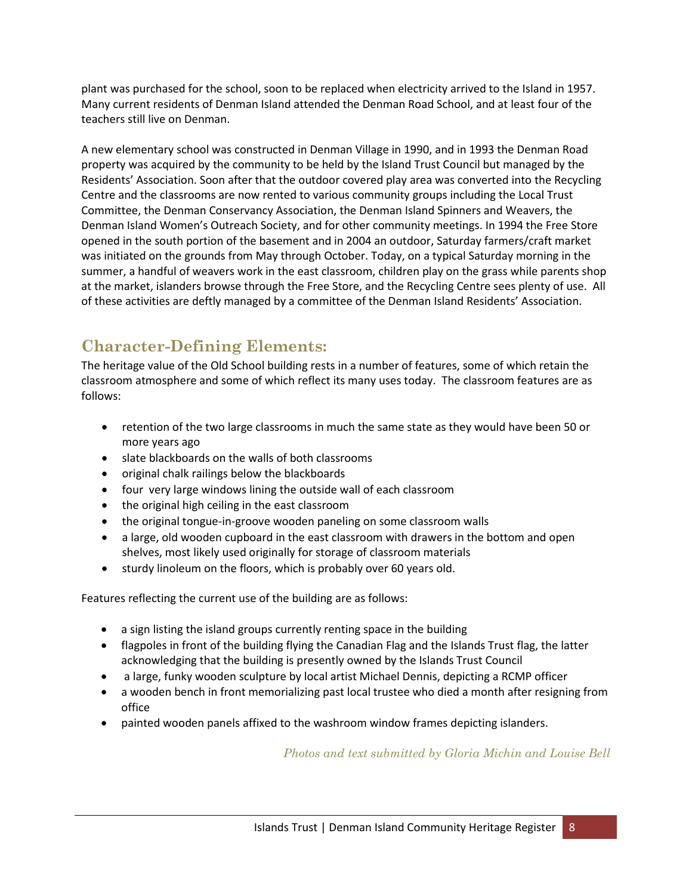plant was purchased for the school, soon to be replaced when electricity arrived to the Island in 1957. Many current residents of Denman Island attended the Denman Road School, and at least four of the teachers still live on Denman.

A new elementary school was constructed in Denman Village in 1990, and in 1993 the Denman Road property was acquired by the community to be held by the Island Trust Council but managed by the Residents' Association. Soon after that the outdoor covered play area was converted into the Recycling Centre and the classrooms are now rented to various community groups including the Local Trust Committee, the Denman Conservancy Association, the Denman Island Spinners and Weavers, the Denman Island Women's Outreach Society, and for other community meetings. In 1994 the Free Store opened in the south portion of the basement and in 2004 an outdoor, Saturday farmers/craft market was initiated on the grounds from May through October. Today, on a typical Saturday morning in the summer, a handful of weavers work in the east classroom, children play on the grass while parents shop at the market, islanders browse through the Free Store, and the Recycling Centre sees plenty of use. All of these activities are deftly managed by a committee of the Denman Island Residents' Association.

## Character-Defining Elements:

The heritage value of the Old School building rests in a number of features, some of which retain the classroom atmosphere and some of which reflect its many uses today. The classroom features are as follows:

- retention of the two large classrooms in much the same state as they would have been 50 or more years ago
- slate blackboards on the walls of both classrooms
- original chalk railings below the blackboards
- four very large windows lining the outside wall of each classroom
- the original high ceiling in the east classroom
- the original tongue-in-groove wooden paneling on some classroom walls
- a large, old wooden cupboard in the east classroom with drawers in the bottom and open shelves, most likely used originally for storage of classroom materials
- sturdy linoleum on the floors, which is probably over 60 years old.

Features reflecting the current use of the building are as follows:

- a sign listing the island groups currently renting space in the building
- flagpoles in front of the building flying the Canadian Flag and the Islands Trust flag, the latter acknowledging that the building is presently owned by the Islands Trust Council
- a large, funky wooden sculpture by local artist Michael Dennis, depicting a RCMP officer
- a wooden bench in front memorializing past local trustee who died a month after resigning from office
- painted wooden panels affixed to the washroom window frames depicting islanders.

*Photos and text submitted by Gloria Michin and Louise Bell*